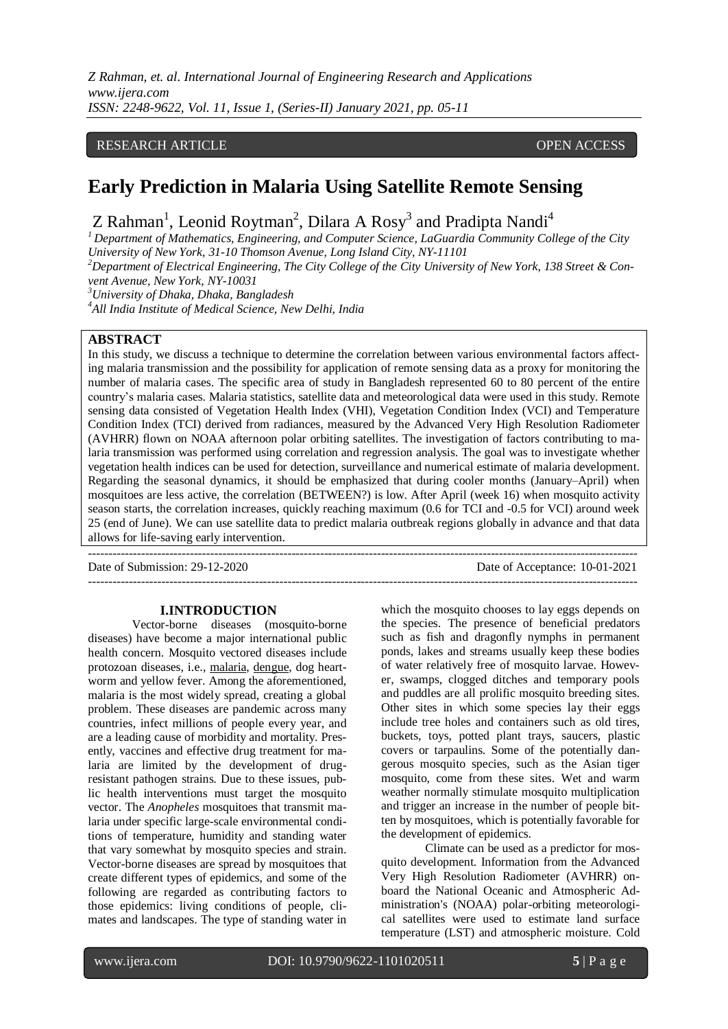RESEARCH ARTICLE OPEN ACCESS

# Early Prediction in Malaria Using Satellite Remote Sensing

Z Rahman[1], Leonid Roytman[2], Dilara A Rosy[3] and Pradipta Nandi[4]

[1] *Department of Mathematics, Engineering, and Computer Science, LaGuardia Community College of the City University of New York, 31-10 Thomson Avenue, Long Island City, NY-11101*
[2] *Department of Electrical Engineering, The City College of the City University of New York, 138 Street & Convent Avenue, New York, NY-10031*
[3] *University of Dhaka, Dhaka, Bangladesh*
[4] *All India Institute of Medical Science, New Delhi, India*

## ABSTRACT

In this study, we discuss a technique to determine the correlation between various environmental factors affecting malaria transmission and the possibility for application of remote sensing data as a proxy for monitoring the number of malaria cases. The specific area of study in Bangladesh represented 60 to 80 percent of the entire country's malaria cases. Malaria statistics, satellite data and meteorological data were used in this study. Remote sensing data consisted of Vegetation Health Index (VHI), Vegetation Condition Index (VCI) and Temperature Condition Index (TCI) derived from radiances, measured by the Advanced Very High Resolution Radiometer (AVHRR) flown on NOAA afternoon polar orbiting satellites. The investigation of factors contributing to malaria transmission was performed using correlation and regression analysis. The goal was to investigate whether vegetation health indices can be used for detection, surveillance and numerical estimate of malaria development. Regarding the seasonal dynamics, it should be emphasized that during cooler months (January–April) when mosquitoes are less active, the correlation (BETWEEN?) is low. After April (week 16) when mosquito activity season starts, the correlation increases, quickly reaching maximum (0.6 for TCI and -0.5 for VCI) around week 25 (end of June). We can use satellite data to predict malaria outbreak regions globally in advance and that data allows for life-saving early intervention.

---

Date of Submission: 29-12-2020 Date of Acceptance: 10-01-2021

---

## I.INTRODUCTION

Vector-borne diseases (mosquito-borne diseases) have become a major international public health concern. Mosquito vectored diseases include protozoan diseases, i.e., malaria, dengue, dog heartworm and yellow fever. Among the aforementioned, malaria is the most widely spread, creating a global problem. These diseases are pandemic across many countries, infect millions of people every year, and are a leading cause of morbidity and mortality. Presently, vaccines and effective drug treatment for malaria are limited by the development of drug-resistant pathogen strains. Due to these issues, public health interventions must target the mosquito vector. The *Anopheles* mosquitoes that transmit malaria under specific large-scale environmental conditions of temperature, humidity and standing water that vary somewhat by mosquito species and strain. Vector-borne diseases are spread by mosquitoes that create different types of epidemics, and some of the following are regarded as contributing factors to those epidemics: living conditions of people, climates and landscapes. The type of standing water in which the mosquito chooses to lay eggs depends on the species. The presence of beneficial predators such as fish and dragonfly nymphs in permanent ponds, lakes and streams usually keep these bodies of water relatively free of mosquito larvae. However, swamps, clogged ditches and temporary pools and puddles are all prolific mosquito breeding sites. Other sites in which some species lay their eggs include tree holes and containers such as old tires, buckets, toys, potted plant trays, saucers, plastic covers or tarpaulins. Some of the potentially dangerous mosquito species, such as the Asian tiger mosquito, come from these sites. Wet and warm weather normally stimulate mosquito multiplication and trigger an increase in the number of people bitten by mosquitoes, which is potentially favorable for the development of epidemics.

Climate can be used as a predictor for mosquito development. Information from the Advanced Very High Resolution Radiometer (AVHRR) onboard the National Oceanic and Atmospheric Administration's (NOAA) polar-orbiting meteorological satellites were used to estimate land surface temperature (LST) and atmospheric moisture. Cold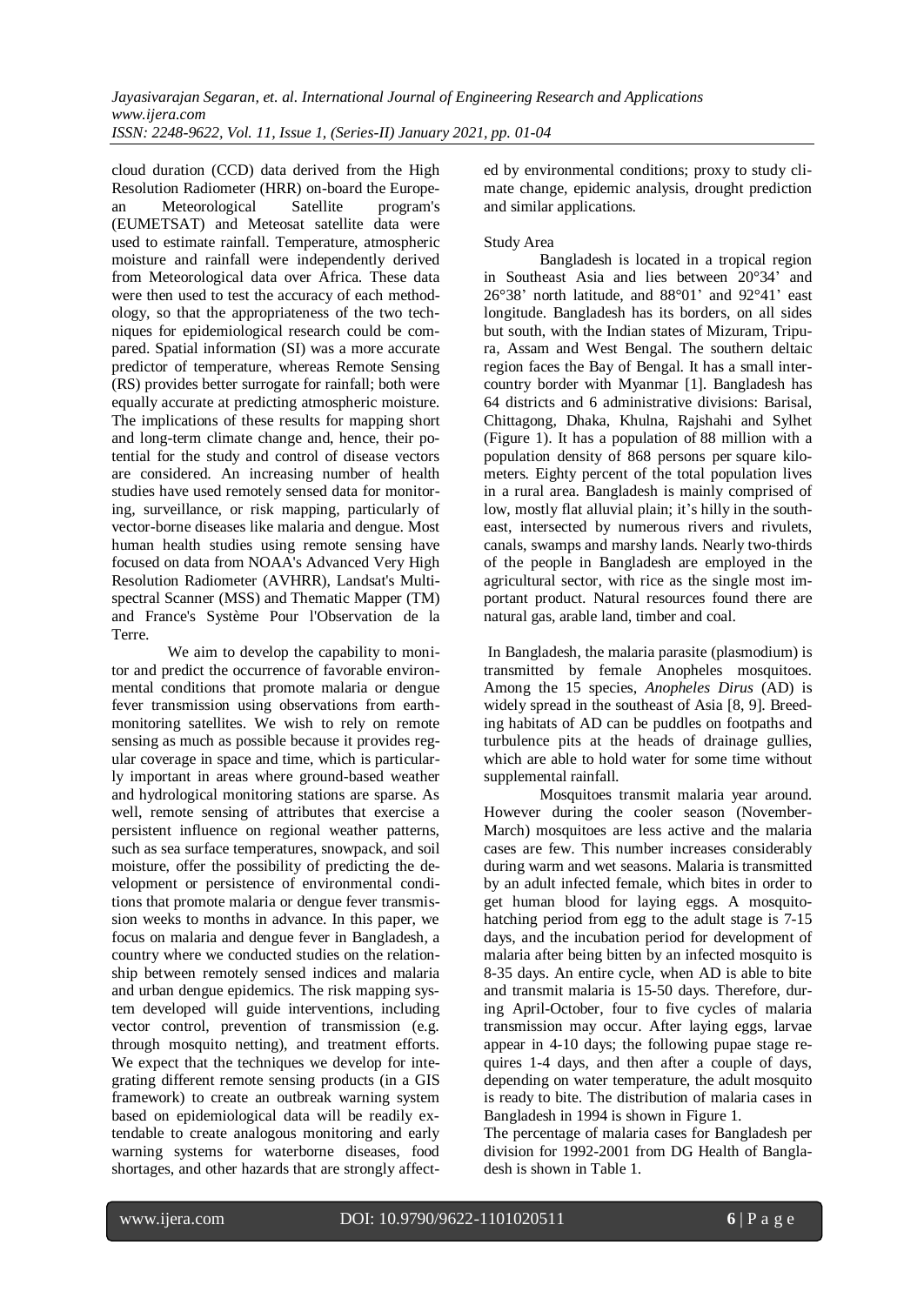cloud duration (CCD) data derived from the High Resolution Radiometer (HRR) on-board the European Meteorological Satellite program's (EUMETSAT) and Meteosat satellite data were used to estimate rainfall. Temperature, atmospheric moisture and rainfall were independently derived from Meteorological data over Africa. These data were then used to test the accuracy of each methodology, so that the appropriateness of the two techniques for epidemiological research could be compared. Spatial information (SI) was a more accurate predictor of temperature, whereas Remote Sensing (RS) provides better surrogate for rainfall; both were equally accurate at predicting atmospheric moisture. The implications of these results for mapping short and long-term climate change and, hence, their potential for the study and control of disease vectors are considered. An increasing number of health studies have used remotely sensed data for monitoring, surveillance, or risk mapping, particularly of vector-borne diseases like malaria and dengue. Most human health studies using remote sensing have focused on data from NOAA's Advanced Very High Resolution Radiometer (AVHRR), Landsat's Multispectral Scanner (MSS) and Thematic Mapper (TM) and France's Système Pour l'Observation de la Terre.

We aim to develop the capability to monitor and predict the occurrence of favorable environmental conditions that promote malaria or dengue fever transmission using observations from earth-monitoring satellites. We wish to rely on remote sensing as much as possible because it provides regular coverage in space and time, which is particularly important in areas where ground-based weather and hydrological monitoring stations are sparse. As well, remote sensing of attributes that exercise a persistent influence on regional weather patterns, such as sea surface temperatures, snowpack, and soil moisture, offer the possibility of predicting the development or persistence of environmental conditions that promote malaria or dengue fever transmission weeks to months in advance. In this paper, we focus on malaria and dengue fever in Bangladesh, a country where we conducted studies on the relationship between remotely sensed indices and malaria and urban dengue epidemics. The risk mapping system developed will guide interventions, including vector control, prevention of transmission (e.g. through mosquito netting), and treatment efforts. We expect that the techniques we develop for integrating different remote sensing products (in a GIS framework) to create an outbreak warning system based on epidemiological data will be readily extendable to create analogous monitoring and early warning systems for waterborne diseases, food shortages, and other hazards that are strongly affected by environmental conditions; proxy to study climate change, epidemic analysis, drought prediction and similar applications.

Study Area

Bangladesh is located in a tropical region in Southeast Asia and lies between 20°34' and 26°38' north latitude, and 88°01' and 92°41' east longitude. Bangladesh has its borders, on all sides but south, with the Indian states of Mizuram, Tripura, Assam and West Bengal. The southern deltaic region faces the Bay of Bengal. It has a small inter-country border with Myanmar [1]. Bangladesh has 64 districts and 6 administrative divisions: Barisal, Chittagong, Dhaka, Khulna, Rajshahi and Sylhet (Figure 1). It has a population of 88 million with a population density of 868 persons per square kilometers. Eighty percent of the total population lives in a rural area. Bangladesh is mainly comprised of low, mostly flat alluvial plain; it's hilly in the southeast, intersected by numerous rivers and rivulets, canals, swamps and marshy lands. Nearly two-thirds of the people in Bangladesh are employed in the agricultural sector, with rice as the single most important product. Natural resources found there are natural gas, arable land, timber and coal.

In Bangladesh, the malaria parasite (plasmodium) is transmitted by female Anopheles mosquitoes. Among the 15 species, *Anopheles Dirus* (AD) is widely spread in the southeast of Asia [8, 9]. Breeding habitats of AD can be puddles on footpaths and turbulence pits at the heads of drainage gullies, which are able to hold water for some time without supplemental rainfall.

Mosquitoes transmit malaria year around. However during the cooler season (November-March) mosquitoes are less active and the malaria cases are few. This number increases considerably during warm and wet seasons. Malaria is transmitted by an adult infected female, which bites in order to get human blood for laying eggs. A mosquito-hatching period from egg to the adult stage is 7-15 days, and the incubation period for development of malaria after being bitten by an infected mosquito is 8-35 days. An entire cycle, when AD is able to bite and transmit malaria is 15-50 days. Therefore, during April-October, four to five cycles of malaria transmission may occur. After laying eggs, larvae appear in 4-10 days; the following pupae stage requires 1-4 days, and then after a couple of days, depending on water temperature, the adult mosquito is ready to bite. The distribution of malaria cases in Bangladesh in 1994 is shown in Figure 1.

The percentage of malaria cases for Bangladesh per division for 1992-2001 from DG Health of Bangladesh is shown in Table 1.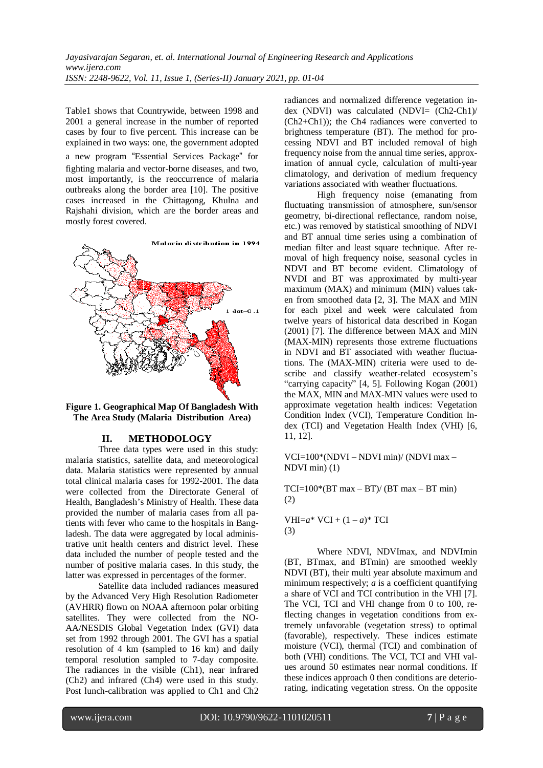Table1 shows that Countrywide, between 1998 and 2001 a general increase in the number of reported cases by four to five percent. This increase can be explained in two ways: one, the government adopted a new program "Essential Services Package" for fighting malaria and vector-borne diseases, and two, most importantly, is the reoccurrence of malaria outbreaks along the border area [10]. The positive cases increased in the Chittagong, Khulna and Rajshahi division, which are the border areas and mostly forest covered.

**Figure 1. Geographical Map Of Bangladesh With The Area Study (Malaria Distribution Area)**

## II. METHODOLOGY

Three data types were used in this study: malaria statistics, satellite data, and meteorological data. Malaria statistics were represented by annual total clinical malaria cases for 1992-2001. The data were collected from the Directorate General of Health, Bangladesh's Ministry of Health. These data provided the number of malaria cases from all patients with fever who came to the hospitals in Bangladesh. The data were aggregated by local administrative unit health centers and district level. These data included the number of people tested and the number of positive malaria cases. In this study, the latter was expressed in percentages of the former.

Satellite data included radiances measured by the Advanced Very High Resolution Radiometer (AVHRR) flown on NOAA afternoon polar orbiting satellites. They were collected from the NOAA/NESDIS Global Vegetation Index (GVI) data set from 1992 through 2001. The GVI has a spatial resolution of 4 km (sampled to 16 km) and daily temporal resolution sampled to 7-day composite. The radiances in the visible (Ch1), near infrared (Ch2) and infrared (Ch4) were used in this study. Post lunch-calibration was applied to Ch1 and Ch2 radiances and normalized difference vegetation index (NDVI) was calculated (NDVI= (Ch2-Ch1)/(Ch2+Ch1)); the Ch4 radiances were converted to brightness temperature (BT). The method for processing NDVI and BT included removal of high frequency noise from the annual time series, approximation of annual cycle, calculation of multi-year climatology, and derivation of medium frequency variations associated with weather fluctuations.

High frequency noise (emanating from fluctuating transmission of atmosphere, sun/sensor geometry, bi-directional reflectance, random noise, etc.) was removed by statistical smoothing of NDVI and BT annual time series using a combination of median filter and least square technique. After removal of high frequency noise, seasonal cycles in NDVI and BT become evident. Climatology of NVDI and BT was approximated by multi-year maximum (MAX) and minimum (MIN) values taken from smoothed data [2, 3]. The MAX and MIN for each pixel and week were calculated from twelve years of historical data described in Kogan (2001) [7]. The difference between MAX and MIN (MAX-MIN) represents those extreme fluctuations in NDVI and BT associated with weather fluctuations. The (MAX-MIN) criteria were used to describe and classify weather-related ecosystem's "carrying capacity" [4, 5]. Following Kogan (2001) the MAX, MIN and MAX-MIN values were used to approximate vegetation health indices: Vegetation Condition Index (VCI), Temperature Condition Index (TCI) and Vegetation Health Index (VHI) [6, 11, 12].

$$VCI=100*(NDVI - NDVI_{min}) / (NDVI_{max} - NDVI_{min}) \quad (1)$$

$$TCI=100*(BT_{max} - BT) / (BT_{max} - BT_{min}) \quad (2)$$

$$VHI=a* VCI + (1 - a)* TCI \quad (3)$$

Where NDVI, NDVImax, and NDVImin (BT, BTmax, and BTmin) are smoothed weekly NDVI (BT), their multi year absolute maximum and minimum respectively; $a$ is a coefficient quantifying a share of VCI and TCI contribution in the VHI [7]. The VCI, TCI and VHI change from 0 to 100, reflecting changes in vegetation conditions from extremely unfavorable (vegetation stress) to optimal (favorable), respectively. These indices estimate moisture (VCI), thermal (TCI) and combination of both (VHI) conditions. The VCI, TCI and VHI values around 50 estimates near normal conditions. If these indices approach 0 then conditions are deteriorating, indicating vegetation stress. On the opposite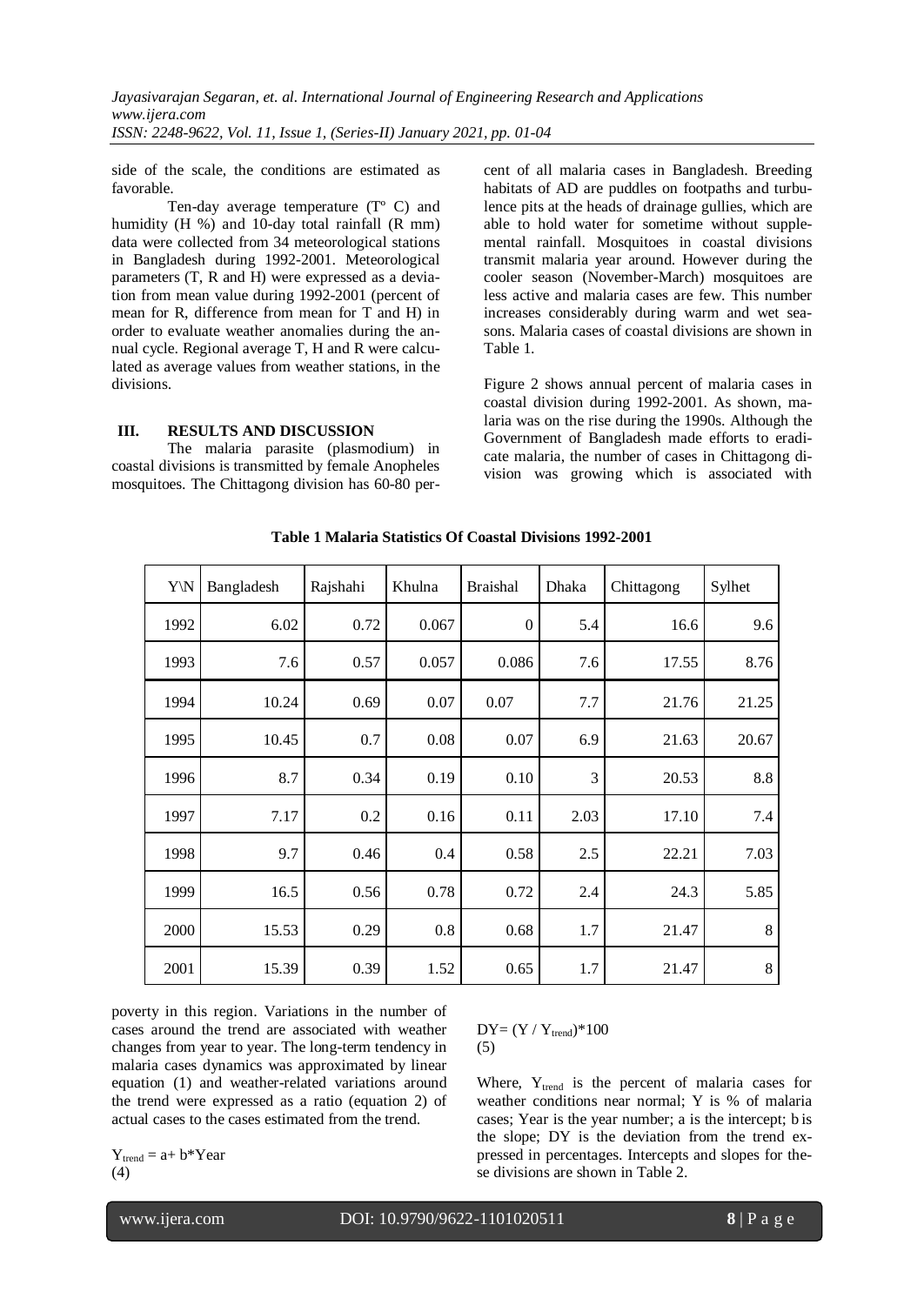side of the scale, the conditions are estimated as favorable.

Ten-day average temperature (Tº C) and humidity (H %) and 10-day total rainfall (R mm) data were collected from 34 meteorological stations in Bangladesh during 1992-2001. Meteorological parameters (T, R and H) were expressed as a deviation from mean value during 1992-2001 (percent of mean for R, difference from mean for T and H) in order to evaluate weather anomalies during the annual cycle. Regional average T, H and R were calculated as average values from weather stations, in the divisions.

## III. RESULTS AND DISCUSSION

The malaria parasite (plasmodium) in coastal divisions is transmitted by female Anopheles mosquitoes. The Chittagong division has 60-80 percent of all malaria cases in Bangladesh. Breeding habitats of AD are puddles on footpaths and turbulence pits at the heads of drainage gullies, which are able to hold water for sometime without supplemental rainfall. Mosquitoes in coastal divisions transmit malaria year around. However during the cooler season (November-March) mosquitoes are less active and malaria cases are few. This number increases considerably during warm and wet seasons. Malaria cases of coastal divisions are shown in Table 1.

Figure 2 shows annual percent of malaria cases in coastal division during 1992-2001. As shown, malaria was on the rise during the 1990s. Although the Government of Bangladesh made efforts to eradicate malaria, the number of cases in Chittagong division was growing which is associated with poverty in this region. Variations in the number of cases around the trend are associated with weather changes from year to year. The long-term tendency in malaria cases dynamics was approximated by linear equation (1) and weather-related variations around the trend were expressed as a ratio (equation 2) of actual cases to the cases estimated from the trend.

**Table 1 Malaria Statistics Of Coastal Divisions 1992-2001**

| Y\N | Bangladesh | Rajshahi | Khulna | Braishal | Dhaka | Chittagong | Sylhet |
|---|---|---|---|---|---|---|---|
| 1992 | 6.02 | 0.72 | 0.067 | 0 | 5.4 | 16.6 | 9.6 |
| 1993 | 7.6 | 0.57 | 0.057 | 0.086 | 7.6 | 17.55 | 8.76 |
| 1994 | 10.24 | 0.69 | 0.07 | 0.07 | 7.7 | 21.76 | 21.25 |
| 1995 | 10.45 | 0.7 | 0.08 | 0.07 | 6.9 | 21.63 | 20.67 |
| 1996 | 8.7 | 0.34 | 0.19 | 0.10 | 3 | 20.53 | 8.8 |
| 1997 | 7.17 | 0.2 | 0.16 | 0.11 | 2.03 | 17.10 | 7.4 |
| 1998 | 9.7 | 0.46 | 0.4 | 0.58 | 2.5 | 22.21 | 7.03 |
| 1999 | 16.5 | 0.56 | 0.78 | 0.72 | 2.4 | 24.3 | 5.85 |
| 2000 | 15.53 | 0.29 | 0.8 | 0.68 | 1.7 | 21.47 | 8 |
| 2001 | 15.39 | 0.39 | 1.52 | 0.65 | 1.7 | 21.47 | 8 |

$Y_{trend} = a + b*Year$
(4)

$DY = (Y / Y_{trend})*100$
(5)

Where, $Y_{trend}$ is the percent of malaria cases for weather conditions near normal; Y is % of malaria cases; Year is the year number; a is the intercept; b is the slope; DY is the deviation from the trend expressed in percentages. Intercepts and slopes for these divisions are shown in Table 2.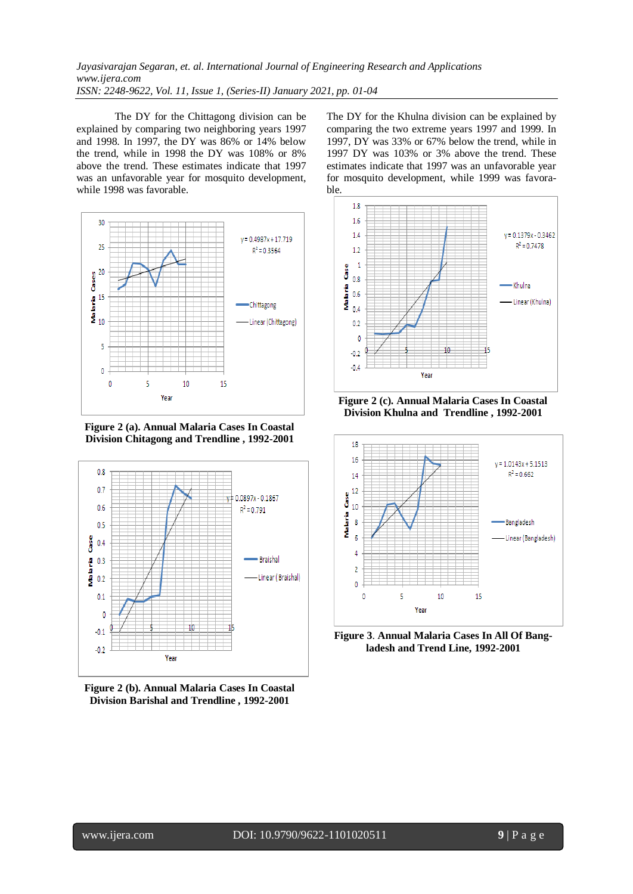The DY for the Chittagong division can be explained by comparing two neighboring years 1997 and 1998. In 1997, the DY was 86% or 14% below the trend, while in 1998 the DY was 108% or 8% above the trend. These estimates indicate that 1997 was an unfavorable year for mosquito development, while 1998 was favorable.

The DY for the Khulna division can be explained by comparing the two extreme years 1997 and 1999. In 1997, DY was 33% or 67% below the trend, while in 1997 DY was 103% or 3% above the trend. These estimates indicate that 1997 was an unfavorable year for mosquito development, while 1999 was favorable.

**Figure 2 (a). Annual Malaria Cases In Coastal Division Chitagong and Trendline , 1992-2001**

**Figure 2 (b). Annual Malaria Cases In Coastal Division Barishal and Trendline , 1992-2001**

**Figure 2 (c). Annual Malaria Cases In Coastal Division Khulna and Trendline , 1992-2001**

**Figure 3**. **Annual Malaria Cases In All Of Bangladesh and Trend Line, 1992-2001**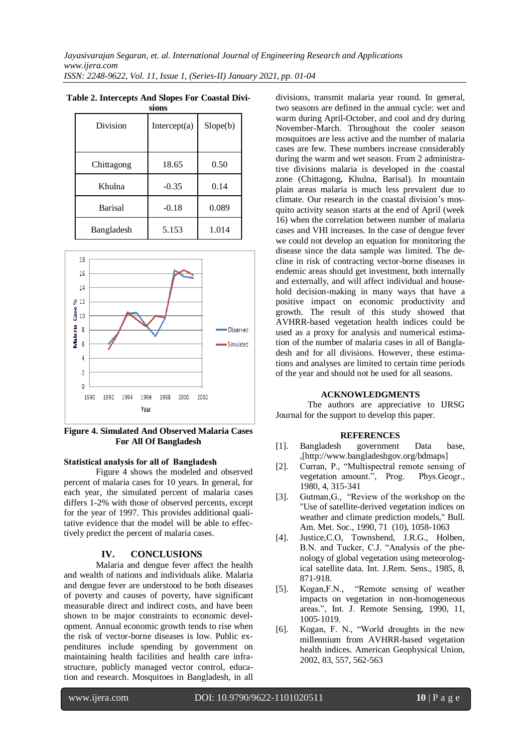**Table 2. Intercepts And Slopes For Coastal Divisions**

| Division | Intercept(a) | Slope(b) |
|---|---|---|
| Chittagong | 18.65 | 0.50 |
| Khulna | -0.35 | 0.14 |
| Barisal | -0.18 | 0.089 |
| Bangladesh | 5.153 | 1.014 |

**Figure 4. Simulated And Observed Malaria Cases For All Of Bangladesh**

**Statistical analysis for all of Bangladesh**

Figure 4 shows the modeled and observed percent of malaria cases for 10 years. In general, for each year, the simulated percent of malaria cases differs 1-2% with those of observed percents, except for the year of 1997. This provides additional qualitative evidence that the model will be able to effectively predict the percent of malaria cases.

## IV. CONCLUSIONS

Malaria and dengue fever affect the health and wealth of nations and individuals alike. Malaria and dengue fever are understood to be both diseases of poverty and causes of poverty, have significant measurable direct and indirect costs, and have been shown to be major constraints to economic development. Annual economic growth tends to rise when the risk of vector-borne diseases is low. Public expenditures include spending by government on maintaining health facilities and health care infrastructure, publicly managed vector control, education and research. Mosquitoes in Bangladesh, in all divisions, transmit malaria year round. In general, two seasons are defined in the annual cycle: wet and warm during April-October, and cool and dry during November-March. Throughout the cooler season mosquitoes are less active and the number of malaria cases are few. These numbers increase considerably during the warm and wet season. From 2 administrative divisions malaria is developed in the coastal zone (Chittagong, Khulna, Barisal). In mountain plain areas malaria is much less prevalent due to climate. Our research in the coastal division's mosquito activity season starts at the end of April (week 16) when the correlation between number of malaria cases and VHI increases. In the case of dengue fever we could not develop an equation for monitoring the disease since the data sample was limited. The decline in risk of contracting vector-borne diseases in endemic areas should get investment, both internally and externally, and will affect individual and household decision-making in many ways that have a positive impact on economic productivity and growth. The result of this study showed that AVHRR-based vegetation health indices could be used as a proxy for analysis and numerical estimation of the number of malaria cases in all of Bangladesh and for all divisions. However, these estimations and analyses are limited to certain time periods of the year and should not be used for all seasons.

## ACKNOWLEDGMENTS

The authors are appreciative to IJRSG Journal for the support to develop this paper.

## REFERENCES

[1]. Bangladesh government Data base, ,[http://www.bangladeshgov.org/bdmaps]

[2]. Curran, P., "Multispectral remote sensing of vegetation amount.", Prog. Phys.Geogr., 1980, 4, 315-341

[3]. Gutman,G., "Review of the workshop on the "Use of satellite-derived vegetation indices on weather and climate prediction models," Bull. Am. Met. Soc., 1990, 71 (10), 1058-1063

[4]. Justice,C.O, Townshend, J.R.G., Holben, B.N. and Tucker, C.J. "Analysis of the phenology of global vegetation using meteorological satellite data. Int. J.Rem. Sens., 1985, 8, 871-918.

[5]. Kogan,F.N., "Remote sensing of weather impacts on vegetation in non-homogeneous areas.", Int. J. Remote Sensing, 1990, 11, 1005-1019.

[6]. Kogan, F. N., "World droughts in the new millennium from AVHRR-based vegetation health indices. American Geophysical Union, 2002, 83, 557, 562-563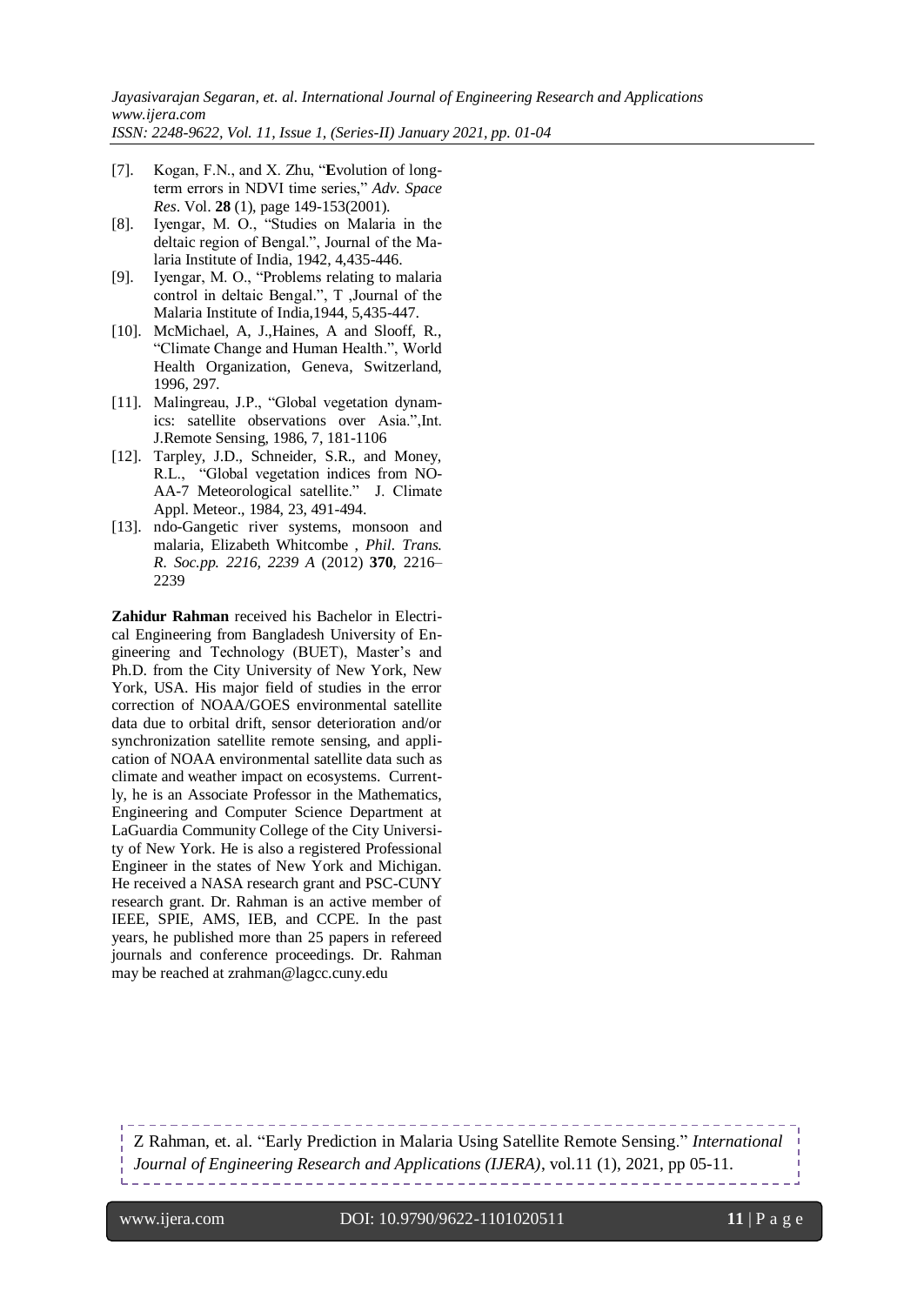[7]. Kogan, F.N., and X. Zhu, "Evolution of long-term errors in NDVI time series," *Adv. Space Res*. Vol. **28** (1), page 149-153(2001).

[8]. Iyengar, M. O., "Studies on Malaria in the deltaic region of Bengal.", Journal of the Malaria Institute of India, 1942, 4,435-446.

[9]. Iyengar, M. O., "Problems relating to malaria control in deltaic Bengal.", T ,Journal of the Malaria Institute of India,1944, 5,435-447.

[10]. McMichael, A, J.,Haines, A and Slooff, R., "Climate Change and Human Health.", World Health Organization, Geneva, Switzerland, 1996, 297.

[11]. Malingreau, J.P., "Global vegetation dynamics: satellite observations over Asia.",Int. J.Remote Sensing, 1986, 7, 181-1106

[12]. Tarpley, J.D., Schneider, S.R., and Money, R.L., "Global vegetation indices from NOAA-7 Meteorological satellite." J. Climate Appl. Meteor., 1984, 23, 491-494.

[13]. ndo-Gangetic river systems, monsoon and malaria, Elizabeth Whitcombe , *Phil. Trans. R. Soc.pp. 2216, 2239 A* (2012) **370**, 2216–2239

**Zahidur Rahman** received his Bachelor in Electrical Engineering from Bangladesh University of Engineering and Technology (BUET), Master's and Ph.D. from the City University of New York, New York, USA. His major field of studies in the error correction of NOAA/GOES environmental satellite data due to orbital drift, sensor deterioration and/or synchronization satellite remote sensing, and application of NOAA environmental satellite data such as climate and weather impact on ecosystems. Currently, he is an Associate Professor in the Mathematics, Engineering and Computer Science Department at LaGuardia Community College of the City University of New York. He is also a registered Professional Engineer in the states of New York and Michigan. He received a NASA research grant and PSC-CUNY research grant. Dr. Rahman is an active member of IEEE, SPIE, AMS, IEB, and CCPE. In the past years, he published more than 25 papers in refereed journals and conference proceedings. Dr. Rahman may be reached at zrahman@lagcc.cuny.edu

Z Rahman, et. al. "Early Prediction in Malaria Using Satellite Remote Sensing." *International Journal of Engineering Research and Applications (IJERA)*, vol.11 (1), 2021, pp 05-11.